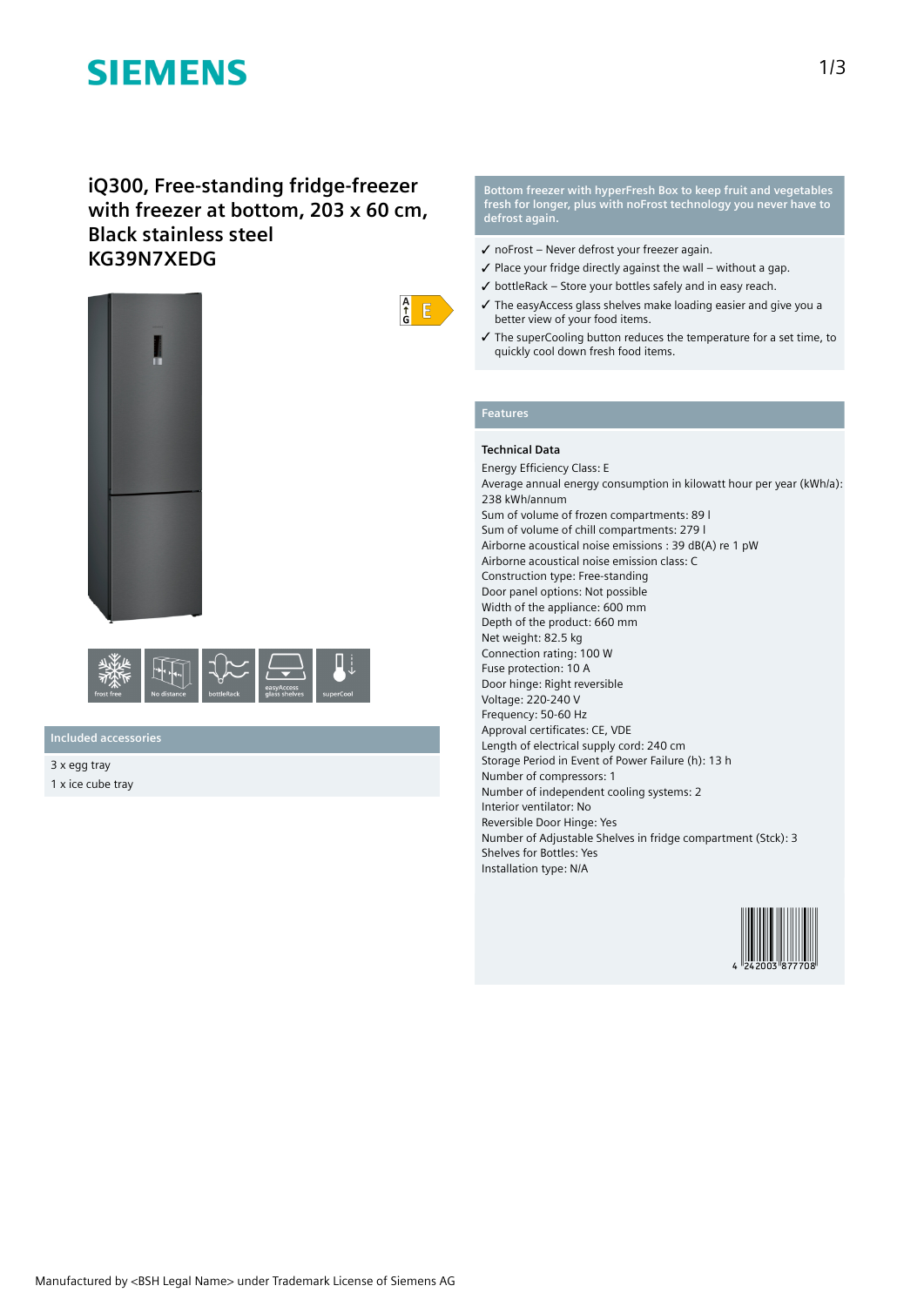SIEMENS

# iQ300, Free-standing fridge-freezer with freezer at bottom, 203 x 60 cm, Black stainless steel
# KG39N7XEDG

A ↑ G E

frost free | No distance | bottleRack | easyAccess glass shelves | superCool

## Included accessories

3 x egg tray
1 x ice cube tray

## Bottom freezer with hyperFresh Box to keep fruit and vegetables fresh for longer, plus with noFrost technology you never have to defrost again.

- ✓ noFrost – Never defrost your freezer again.
- ✓ Place your fridge directly against the wall – without a gap.
- ✓ bottleRack – Store your bottles safely and in easy reach.
- ✓ The easyAccess glass shelves make loading easier and give you a better view of your food items.
- ✓ The superCooling button reduces the temperature for a set time, to quickly cool down fresh food items.

## Features

### Technical Data

Energy Efficiency Class: E
Average annual energy consumption in kilowatt hour per year (kWh/a): 238 kWh/annum
Sum of volume of frozen compartments: 89 l
Sum of volume of chill compartments: 279 l
Airborne acoustical noise emissions : 39 dB(A) re 1 pW
Airborne acoustical noise emission class: C
Construction type: Free-standing
Door panel options: Not possible
Width of the appliance: 600 mm
Depth of the product: 660 mm
Net weight: 82.5 kg
Connection rating: 100 W
Fuse protection: 10 A
Door hinge: Right reversible
Voltage: 220-240 V
Frequency: 50-60 Hz
Approval certificates: CE, VDE
Length of electrical supply cord: 240 cm
Storage Period in Event of Power Failure (h): 13 h
Number of compressors: 1
Number of independent cooling systems: 2
Interior ventilator: No
Reversible Door Hinge: Yes
Number of Adjustable Shelves in fridge compartment (Stck): 3
Shelves for Bottles: Yes
Installation type: N/A

4 242003 877708

Manufactured by <BSH Legal Name> under Trademark License of Siemens AG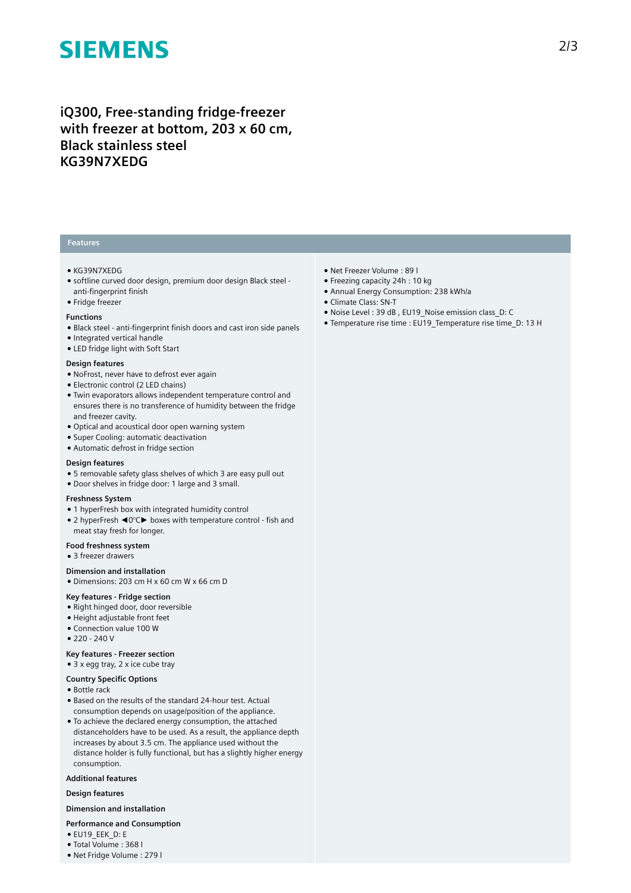# iQ300, Free-standing fridge-freezer with freezer at bottom, 203 x 60 cm, Black stainless steel KG39N7XEDG

## Features

- KG39N7XEDG
- softline curved door design, premium door design Black steel - anti-fingerprint finish
- Fridge freezer

### Functions

- Black steel - anti-fingerprint finish doors and cast iron side panels
- Integrated vertical handle
- LED fridge light with Soft Start

### Design features

- NoFrost, never have to defrost ever again
- Electronic control (2 LED chains)
- Twin evaporators allows independent temperature control and ensures there is no transference of humidity between the fridge and freezer cavity.
- Optical and acoustical door open warning system
- Super Cooling: automatic deactivation
- Automatic defrost in fridge section

### Design features

- 5 removable safety glass shelves of which 3 are easy pull out
- Door shelves in fridge door: 1 large and 3 small.

### Freshness System

- 1 hyperFresh box with integrated humidity control
- 2 hyperFresh ◄0°C► boxes with temperature control - fish and meat stay fresh for longer.

### Food freshness system

- 3 freezer drawers

### Dimension and installation

- Dimensions: 203 cm H x 60 cm W x 66 cm D

### Key features - Fridge section

- Right hinged door, door reversible
- Height adjustable front feet
- Connection value 100 W
- 220 - 240 V

### Key features - Freezer section

- 3 x egg tray, 2 x ice cube tray

### Country Specific Options

- Bottle rack
- Based on the results of the standard 24-hour test. Actual consumption depends on usage/position of the appliance.
- To achieve the declared energy consumption, the attached distanceholders have to be used. As a result, the appliance depth increases by about 3.5 cm. The appliance used without the distance holder is fully functional, but has a slightly higher energy consumption.

### Additional features

### Design features

### Dimension and installation

### Performance and Consumption

- EU19_EEK_D: E
- Total Volume : 368 l
- Net Fridge Volume : 279 l
- Net Freezer Volume : 89 l
- Freezing capacity 24h : 10 kg
- Annual Energy Consumption: 238 kWh/a
- Climate Class: SN-T
- Noise Level : 39 dB , EU19_Noise emission class_D: C
- Temperature rise time : EU19_Temperature rise time_D: 13 H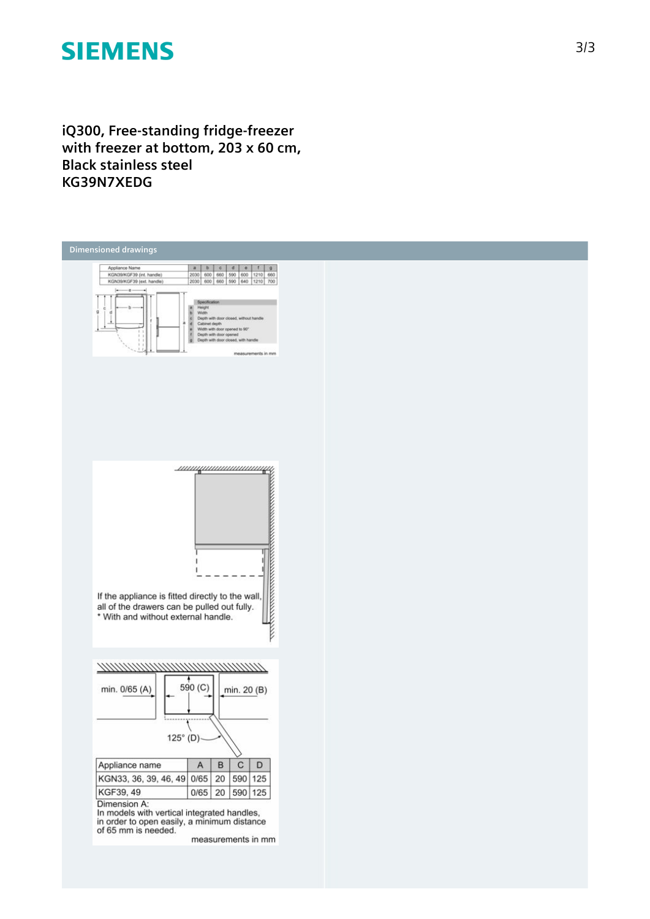# iQ300, Free-standing fridge-freezer with freezer at bottom, 203 x 60 cm, Black stainless steel KG39N7XEDG

## Dimensioned drawings

| Appliance Name | a | b | c | d | e | f | g |
|---|---|---|---|---|---|---|---|
| KGN39/KGF39 (int. handle) | 2030 | 600 | 660 | 590 | 600 | 1210 | 660 |
| KGN39/KGF39 (ext. handle) | 2030 | 600 | 660 | 590 | 640 | 1210 | 700 |

| | Specification |
|---|---|
| a | Height |
| b | Width |
| c | Depth with door closed, without handle |
| d | Cabinet depth |
| e | Width with door opened to 90° |
| f | Depth with door opened |
| g | Depth with door closed, with handle |

measurements in mm

If the appliance is fitted directly to the wall, all of the drawers can be pulled out fully.
* With and without external handle.

min. 0/65 (A)

590 (C)

min. 20 (B)

125° (D)

| Appliance name | A | B | C | D |
|---|---|---|---|---|
| KGN33, 36, 39, 46, 49 | 0/65 | 20 | 590 | 125 |
| KGF39, 49 | 0/65 | 20 | 590 | 125 |

Dimension A:
In models with vertical integrated handles, in order to open easily, a minimum distance of 65 mm is needed.

measurements in mm